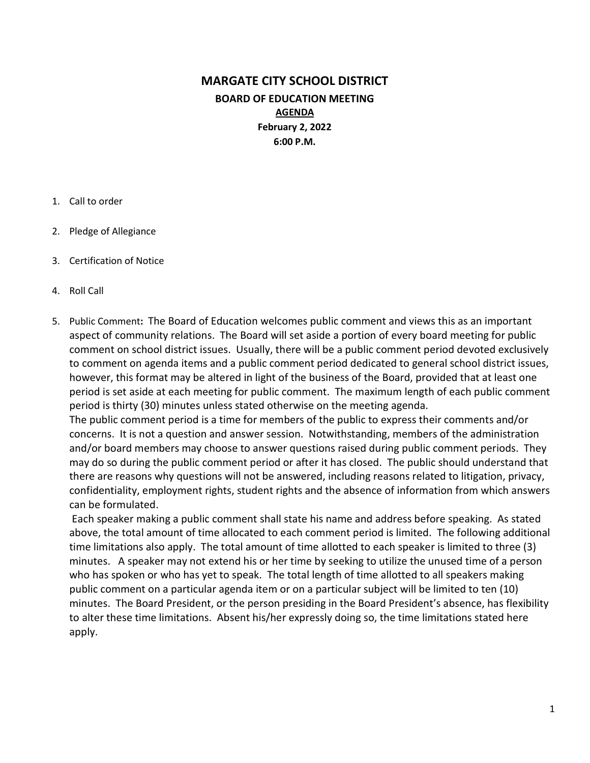# MARGATE CITY SCHOOL DISTRICT

## BOARD OF EDUCATION MEETING

**AGENDA**

**February 2, 2022**

**6:00 P.M.**

1. Call to order
2. Pledge of Allegiance
3. Certification of Notice
4. Roll Call
5. Public Comment**:** The Board of Education welcomes public comment and views this as an important aspect of community relations. The Board will set aside a portion of every board meeting for public comment on school district issues. Usually, there will be a public comment period devoted exclusively to comment on agenda items and a public comment period dedicated to general school district issues, however, this format may be altered in light of the business of the Board, provided that at least one period is set aside at each meeting for public comment. The maximum length of each public comment period is thirty (30) minutes unless stated otherwise on the meeting agenda.

   The public comment period is a time for members of the public to express their comments and/or concerns. It is not a question and answer session. Notwithstanding, members of the administration and/or board members may choose to answer questions raised during public comment periods. They may do so during the public comment period or after it has closed. The public should understand that there are reasons why questions will not be answered, including reasons related to litigation, privacy, confidentiality, employment rights, student rights and the absence of information from which answers can be formulated.

   Each speaker making a public comment shall state his name and address before speaking. As stated above, the total amount of time allocated to each comment period is limited. The following additional time limitations also apply. The total amount of time allotted to each speaker is limited to three (3) minutes. A speaker may not extend his or her time by seeking to utilize the unused time of a person who has spoken or who has yet to speak. The total length of time allotted to all speakers making public comment on a particular agenda item or on a particular subject will be limited to ten (10) minutes. The Board President, or the person presiding in the Board President's absence, has flexibility to alter these time limitations. Absent his/her expressly doing so, the time limitations stated here apply.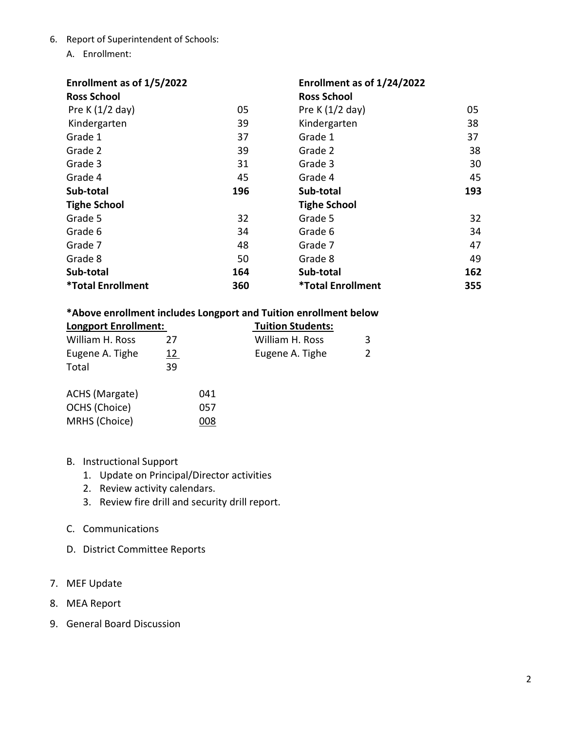6. Report of Superintendent of Schools:

   A. Enrollment:

| Enrollment as of 1/5/2022 | | Enrollment as of 1/24/2022 | |
|---|---|---|---|
| **Ross School** | | **Ross School** | |
| Pre K (1/2 day) | 05 | Pre K (1/2 day) | 05 |
| Kindergarten | 39 | Kindergarten | 38 |
| Grade 1 | 37 | Grade 1 | 37 |
| Grade 2 | 39 | Grade 2 | 38 |
| Grade 3 | 31 | Grade 3 | 30 |
| Grade 4 | 45 | Grade 4 | 45 |
| **Sub-total** | **196** | **Sub-total** | **193** |
| **Tighe School** | | **Tighe School** | |
| Grade 5 | 32 | Grade 5 | 32 |
| Grade 6 | 34 | Grade 6 | 34 |
| Grade 7 | 48 | Grade 7 | 47 |
| Grade 8 | 50 | Grade 8 | 49 |
| **Sub-total** | **164** | **Sub-total** | **162** |
| **\*Total Enrollment** | **360** | **\*Total Enrollment** | **355** |

**\*Above enrollment includes Longport and Tuition enrollment below**

| Longport Enrollment: | | Tuition Students: | |
|---|---|---|---|
| William H. Ross | 27 | William H. Ross | 3 |
| Eugene A. Tighe | 12 | Eugene A. Tighe | 2 |
| Total | 39 | | |

| | |
|---|---|
| ACHS (Margate) | 041 |
| OCHS (Choice) | 057 |
| MRHS (Choice) | 008 |

   B. Instructional Support
      1. Update on Principal/Director activities
      2. Review activity calendars.
      3. Review fire drill and security drill report.

   C. Communications

   D. District Committee Reports

7. MEF Update

8. MEA Report

9. General Board Discussion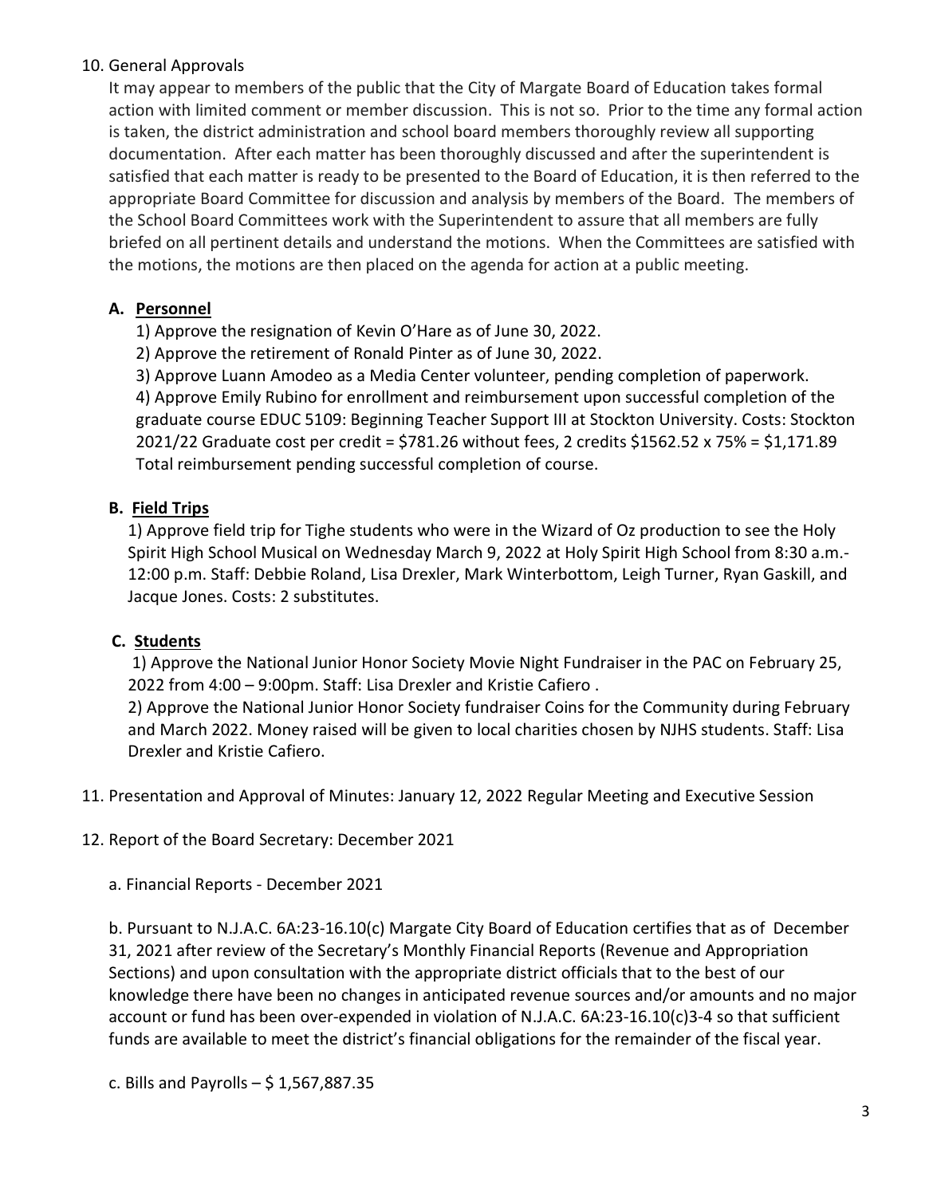10. General Approvals

It may appear to members of the public that the City of Margate Board of Education takes formal action with limited comment or member discussion. This is not so. Prior to the time any formal action is taken, the district administration and school board members thoroughly review all supporting documentation. After each matter has been thoroughly discussed and after the superintendent is satisfied that each matter is ready to be presented to the Board of Education, it is then referred to the appropriate Board Committee for discussion and analysis by members of the Board. The members of the School Board Committees work with the Superintendent to assure that all members are fully briefed on all pertinent details and understand the motions. When the Committees are satisfied with the motions, the motions are then placed on the agenda for action at a public meeting.

**A. Personnel**

1) Approve the resignation of Kevin O'Hare as of June 30, 2022.

2) Approve the retirement of Ronald Pinter as of June 30, 2022.

3) Approve Luann Amodeo as a Media Center volunteer, pending completion of paperwork.

4) Approve Emily Rubino for enrollment and reimbursement upon successful completion of the graduate course EDUC 5109: Beginning Teacher Support III at Stockton University. Costs: Stockton 2021/22 Graduate cost per credit = $781.26 without fees, 2 credits $1562.52 x 75% = $1,171.89 Total reimbursement pending successful completion of course.

**B. Field Trips**

1) Approve field trip for Tighe students who were in the Wizard of Oz production to see the Holy Spirit High School Musical on Wednesday March 9, 2022 at Holy Spirit High School from 8:30 a.m.-12:00 p.m. Staff: Debbie Roland, Lisa Drexler, Mark Winterbottom, Leigh Turner, Ryan Gaskill, and Jacque Jones. Costs: 2 substitutes.

**C. Students**

1) Approve the National Junior Honor Society Movie Night Fundraiser in the PAC on February 25, 2022 from 4:00 – 9:00pm. Staff: Lisa Drexler and Kristie Cafiero .

2) Approve the National Junior Honor Society fundraiser Coins for the Community during February and March 2022. Money raised will be given to local charities chosen by NJHS students. Staff: Lisa Drexler and Kristie Cafiero.

11. Presentation and Approval of Minutes: January 12, 2022 Regular Meeting and Executive Session

12. Report of the Board Secretary: December 2021

a. Financial Reports - December 2021

b. Pursuant to N.J.A.C. 6A:23-16.10(c) Margate City Board of Education certifies that as of December 31, 2021 after review of the Secretary's Monthly Financial Reports (Revenue and Appropriation Sections) and upon consultation with the appropriate district officials that to the best of our knowledge there have been no changes in anticipated revenue sources and/or amounts and no major account or fund has been over-expended in violation of N.J.A.C. 6A:23-16.10(c)3-4 so that sufficient funds are available to meet the district's financial obligations for the remainder of the fiscal year.

c. Bills and Payrolls – $ 1,567,887.35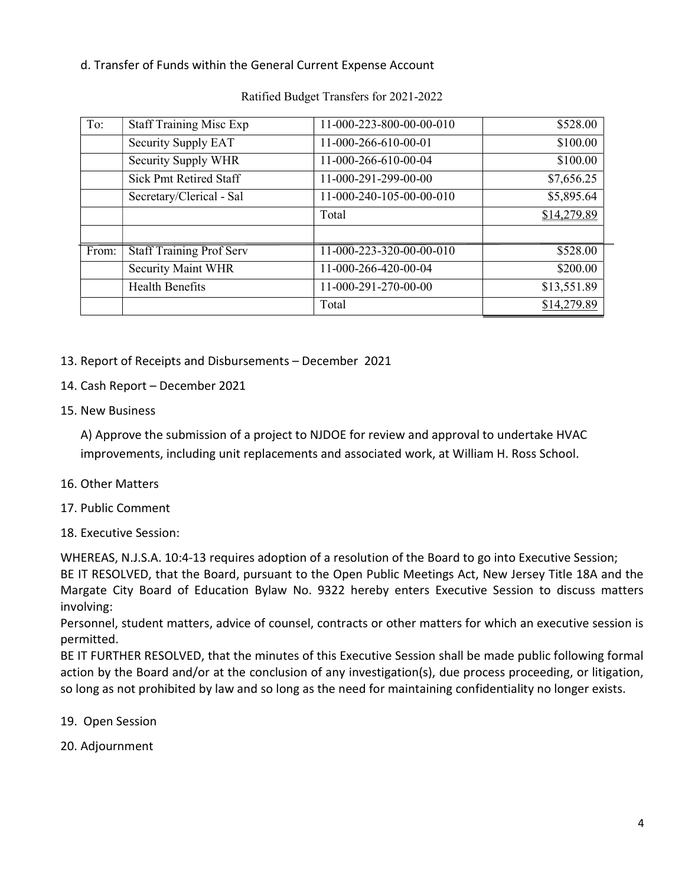d. Transfer of Funds within the General Current Expense Account

Ratified Budget Transfers for 2021-2022

| | | | |
|---|---|---|---|
| To: | Staff Training Misc Exp | 11-000-223-800-00-00-010 | $528.00 |
| | Security Supply EAT | 11-000-266-610-00-01 | $100.00 |
| | Security Supply WHR | 11-000-266-610-00-04 | $100.00 |
| | Sick Pmt Retired Staff | 11-000-291-299-00-00 | $7,656.25 |
| | Secretary/Clerical - Sal | 11-000-240-105-00-00-010 | $5,895.64 |
| | | Total | $14,279.89 |
| | | | |
| From: | Staff Training Prof Serv | 11-000-223-320-00-00-010 | $528.00 |
| | Security Maint WHR | 11-000-266-420-00-04 | $200.00 |
| | Health Benefits | 11-000-291-270-00-00 | $13,551.89 |
| | | Total | $14,279.89 |

13. Report of Receipts and Disbursements – December 2021

14. Cash Report – December 2021

15. New Business

A) Approve the submission of a project to NJDOE for review and approval to undertake HVAC improvements, including unit replacements and associated work, at William H. Ross School.

16. Other Matters

17. Public Comment

18. Executive Session:

WHEREAS, N.J.S.A. 10:4-13 requires adoption of a resolution of the Board to go into Executive Session;
BE IT RESOLVED, that the Board, pursuant to the Open Public Meetings Act, New Jersey Title 18A and the Margate City Board of Education Bylaw No. 9322 hereby enters Executive Session to discuss matters involving:
Personnel, student matters, advice of counsel, contracts or other matters for which an executive session is permitted.
BE IT FURTHER RESOLVED, that the minutes of this Executive Session shall be made public following formal action by the Board and/or at the conclusion of any investigation(s), due process proceeding, or litigation, so long as not prohibited by law and so long as the need for maintaining confidentiality no longer exists.

19. Open Session

20. Adjournment